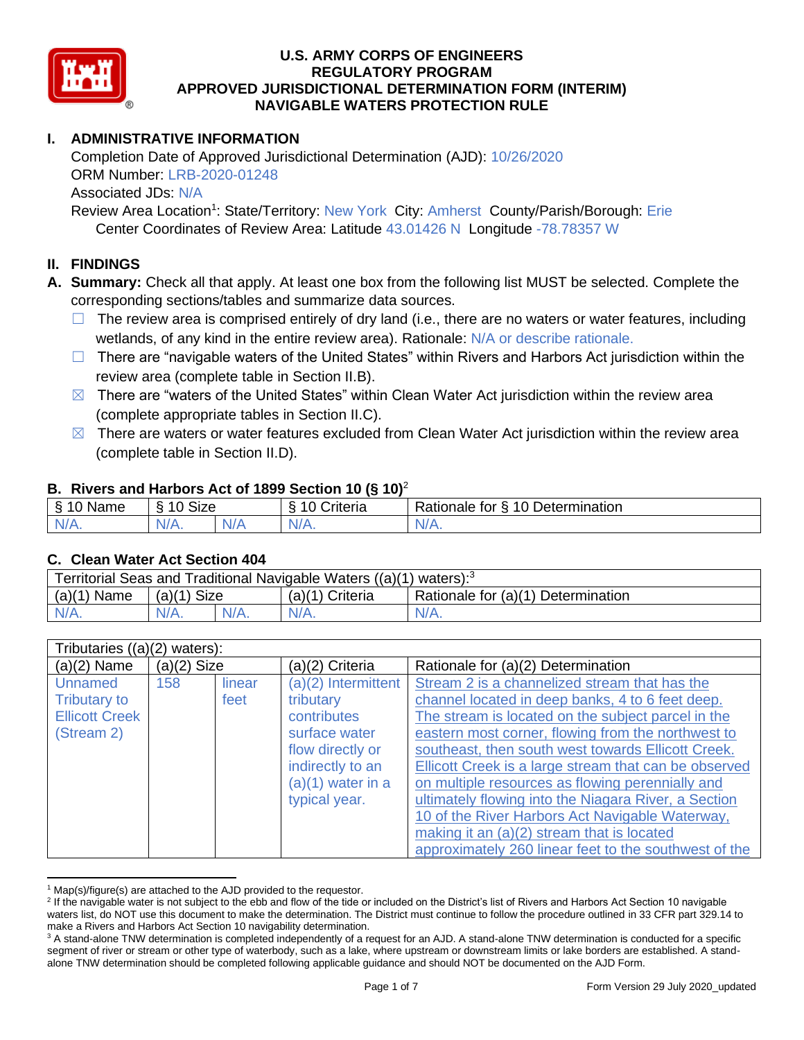# U.S. ARMY CORPS OF ENGINEERS
# REGULATORY PROGRAM
# APPROVED JURISDICTIONAL DETERMINATION FORM (INTERIM)
# NAVIGABLE WATERS PROTECTION RULE

## I. ADMINISTRATIVE INFORMATION

Completion Date of Approved Jurisdictional Determination (AJD): 10/26/2020
ORM Number: LRB-2020-01248
Associated JDs: N/A
Review Area Location[1]: State/Territory: New York City: Amherst County/Parish/Borough: Erie
Center Coordinates of Review Area: Latitude 43.01426 N Longitude -78.78357 W

## II. FINDINGS

**A. Summary:** Check all that apply. At least one box from the following list MUST be selected. Complete the corresponding sections/tables and summarize data sources.

- ☐ The review area is comprised entirely of dry land (i.e., there are no waters or water features, including wetlands, of any kind in the entire review area). Rationale: N/A or describe rationale.
- ☐ There are "navigable waters of the United States" within Rivers and Harbors Act jurisdiction within the review area (complete table in Section II.B).
- ☒ There are "waters of the United States" within Clean Water Act jurisdiction within the review area (complete appropriate tables in Section II.C).
- ☒ There are waters or water features excluded from Clean Water Act jurisdiction within the review area (complete table in Section II.D).

### B. Rivers and Harbors Act of 1899 Section 10 (§ 10)[2]

| § 10 Name | § 10 Size | | § 10 Criteria | Rationale for § 10 Determination |
|---|---|---|---|---|
| N/A. | N/A. | N/A | N/A. | N/A. |

### C. Clean Water Act Section 404

| Territorial Seas and Traditional Navigable Waters ((a)(1) waters):[3] | | | | |
|---|---|---|---|---|
| (a)(1) Name | (a)(1) Size | | (a)(1) Criteria | Rationale for (a)(1) Determination |
| N/A. | N/A. | N/A. | N/A. | N/A. |

| Tributaries ((a)(2) waters): | | | | |
|---|---|---|---|---|
| (a)(2) Name | (a)(2) Size | | (a)(2) Criteria | Rationale for (a)(2) Determination |
| Unnamed Tributary to Ellicott Creek (Stream 2) | 158 | linear feet | (a)(2) Intermittent tributary contributes surface water flow directly or indirectly to an (a)(1) water in a typical year. | Stream 2 is a channelized stream that has the channel located in deep banks, 4 to 6 feet deep. The stream is located on the subject parcel in the eastern most corner, flowing from the northwest to southeast, then south west towards Ellicott Creek. Ellicott Creek is a large stream that can be observed on multiple resources as flowing perennially and ultimately flowing into the Niagara River, a Section 10 of the River Harbors Act Navigable Waterway, making it an (a)(2) stream that is located approximately 260 linear feet to the southwest of the |

[1] Map(s)/figure(s) are attached to the AJD provided to the requestor.
[2] If the navigable water is not subject to the ebb and flow of the tide or included on the District's list of Rivers and Harbors Act Section 10 navigable waters list, do NOT use this document to make the determination. The District must continue to follow the procedure outlined in 33 CFR part 329.14 to make a Rivers and Harbors Act Section 10 navigability determination.
[3] A stand-alone TNW determination is completed independently of a request for an AJD. A stand-alone TNW determination is conducted for a specific segment of river or stream or other type of waterbody, such as a lake, where upstream or downstream limits or lake borders are established. A stand-alone TNW determination should be completed following applicable guidance and should NOT be documented on the AJD Form.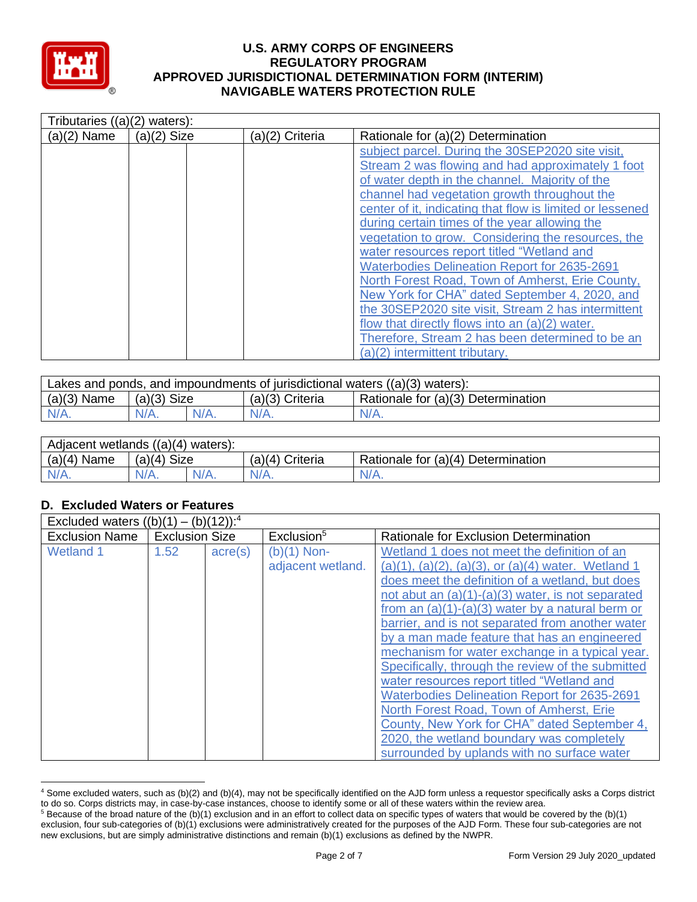| Tributaries ((a)(2) waters): | | | | |
|---|---|---|---|---|
| (a)(2) Name | (a)(2) Size | | (a)(2) Criteria | Rationale for (a)(2) Determination |
| | | | | subject parcel. During the 30SEP2020 site visit, Stream 2 was flowing and had approximately 1 foot of water depth in the channel. Majority of the channel had vegetation growth throughout the center of it, indicating that flow is limited or lessened during certain times of the year allowing the vegetation to grow. Considering the resources, the water resources report titled "Wetland and Waterbodies Delineation Report for 2635-2691 North Forest Road, Town of Amherst, Erie County, New York for CHA" dated September 4, 2020, and the 30SEP2020 site visit, Stream 2 has intermittent flow that directly flows into an (a)(2) water. Therefore, Stream 2 has been determined to be an (a)(2) intermittent tributary. |

| Lakes and ponds, and impoundments of jurisdictional waters ((a)(3) waters): | | | | |
|---|---|---|---|---|
| (a)(3) Name | (a)(3) Size | | (a)(3) Criteria | Rationale for (a)(3) Determination |
| N/A. | N/A. | N/A. | N/A. | N/A. |

| Adjacent wetlands ((a)(4) waters): | | | | |
|---|---|---|---|---|
| (a)(4) Name | (a)(4) Size | | (a)(4) Criteria | Rationale for (a)(4) Determination |
| N/A. | N/A. | N/A. | N/A. | N/A. |

## D. Excluded Waters or Features

| Excluded waters ((b)(1) – (b)(12)):[4] | | | | |
|---|---|---|---|---|
| Exclusion Name | Exclusion Size | | Exclusion[5] | Rationale for Exclusion Determination |
| Wetland 1 | 1.52 | acre(s) | (b)(1) Non-adjacent wetland. | Wetland 1 does not meet the definition of an (a)(1), (a)(2), (a)(3), or (a)(4) water. Wetland 1 does meet the definition of a wetland, but does not abut an (a)(1)-(a)(3) water, is not separated from an (a)(1)-(a)(3) water by a natural berm or barrier, and is not separated from another water by a man made feature that has an engineered mechanism for water exchange in a typical year. Specifically, through the review of the submitted water resources report titled "Wetland and Waterbodies Delineation Report for 2635-2691 North Forest Road, Town of Amherst, Erie County, New York for CHA" dated September 4, 2020, the wetland boundary was completely surrounded by uplands with no surface water |

[4] Some excluded waters, such as (b)(2) and (b)(4), may not be specifically identified on the AJD form unless a requestor specifically asks a Corps district to do so. Corps districts may, in case-by-case instances, choose to identify some or all of these waters within the review area.

[5] Because of the broad nature of the (b)(1) exclusion and in an effort to collect data on specific types of waters that would be covered by the (b)(1) exclusion, four sub-categories of (b)(1) exclusions were administratively created for the purposes of the AJD Form. These four sub-categories are not new exclusions, but are simply administrative distinctions and remain (b)(1) exclusions as defined by the NWPR.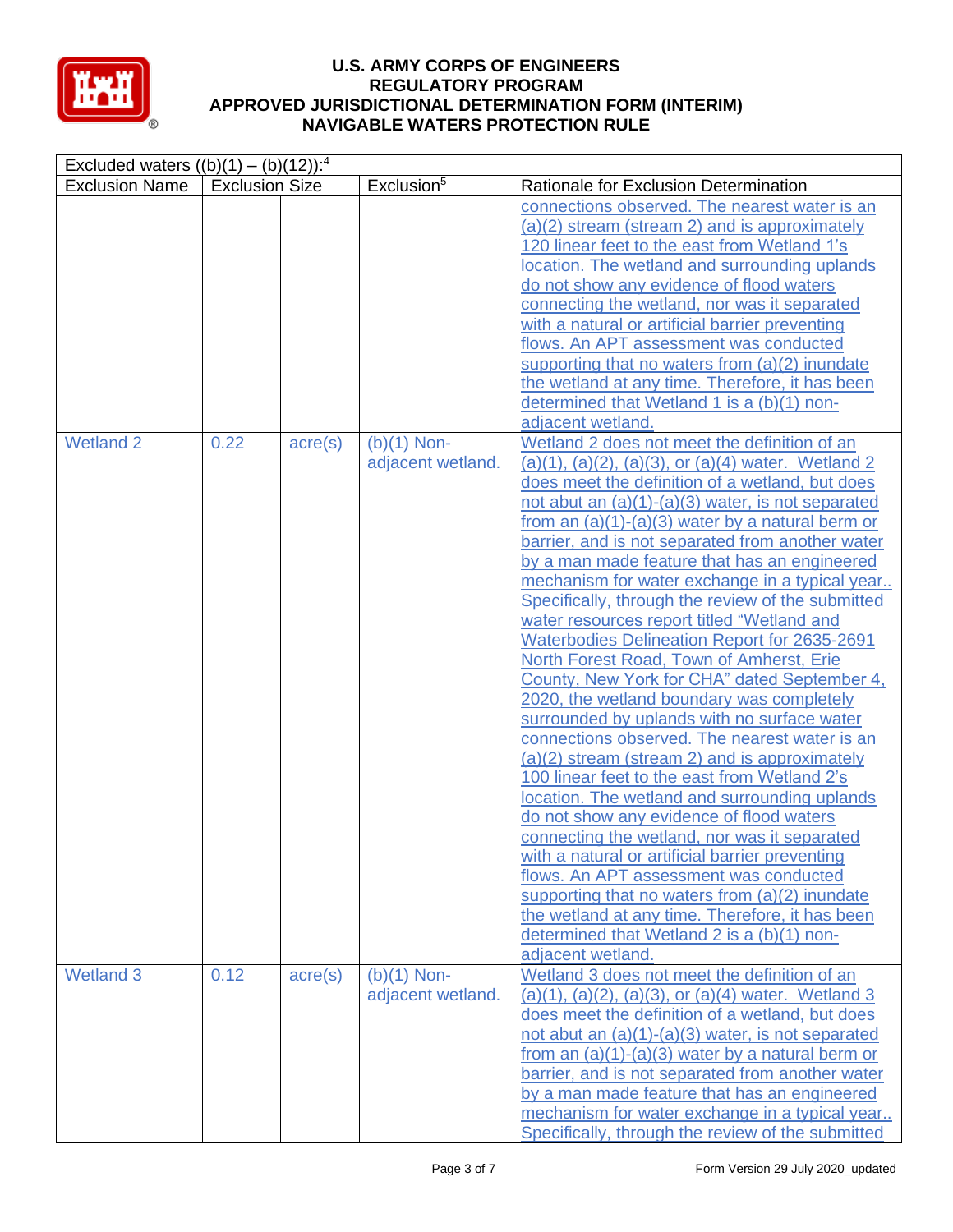# U.S. ARMY CORPS OF ENGINEERS
# REGULATORY PROGRAM
# APPROVED JURISDICTIONAL DETERMINATION FORM (INTERIM)
# NAVIGABLE WATERS PROTECTION RULE

| Excluded waters ((b)(1) – (b)(12)):[4] | | | | |
|---|---|---|---|---|
| Exclusion Name | Exclusion Size | | Exclusion[5] | Rationale for Exclusion Determination |
| | | | | connections observed. The nearest water is an (a)(2) stream (stream 2) and is approximately 120 linear feet to the east from Wetland 1's location. The wetland and surrounding uplands do not show any evidence of flood waters connecting the wetland, nor was it separated with a natural or artificial barrier preventing flows. An APT assessment was conducted supporting that no waters from (a)(2) inundate the wetland at any time. Therefore, it has been determined that Wetland 1 is a (b)(1) non-adjacent wetland. |
| Wetland 2 | 0.22 | acre(s) | (b)(1) Non-adjacent wetland. | Wetland 2 does not meet the definition of an (a)(1), (a)(2), (a)(3), or (a)(4) water. Wetland 2 does meet the definition of a wetland, but does not abut an (a)(1)-(a)(3) water, is not separated from an (a)(1)-(a)(3) water by a natural berm or barrier, and is not separated from another water by a man made feature that has an engineered mechanism for water exchange in a typical year.. Specifically, through the review of the submitted water resources report titled "Wetland and Waterbodies Delineation Report for 2635-2691 North Forest Road, Town of Amherst, Erie County, New York for CHA" dated September 4, 2020, the wetland boundary was completely surrounded by uplands with no surface water connections observed. The nearest water is an (a)(2) stream (stream 2) and is approximately 100 linear feet to the east from Wetland 2's location. The wetland and surrounding uplands do not show any evidence of flood waters connecting the wetland, nor was it separated with a natural or artificial barrier preventing flows. An APT assessment was conducted supporting that no waters from (a)(2) inundate the wetland at any time. Therefore, it has been determined that Wetland 2 is a (b)(1) non-adjacent wetland. |
| Wetland 3 | 0.12 | acre(s) | (b)(1) Non-adjacent wetland. | Wetland 3 does not meet the definition of an (a)(1), (a)(2), (a)(3), or (a)(4) water. Wetland 3 does meet the definition of a wetland, but does not abut an (a)(1)-(a)(3) water, is not separated from an (a)(1)-(a)(3) water by a natural berm or barrier, and is not separated from another water by a man made feature that has an engineered mechanism for water exchange in a typical year.. Specifically, through the review of the submitted |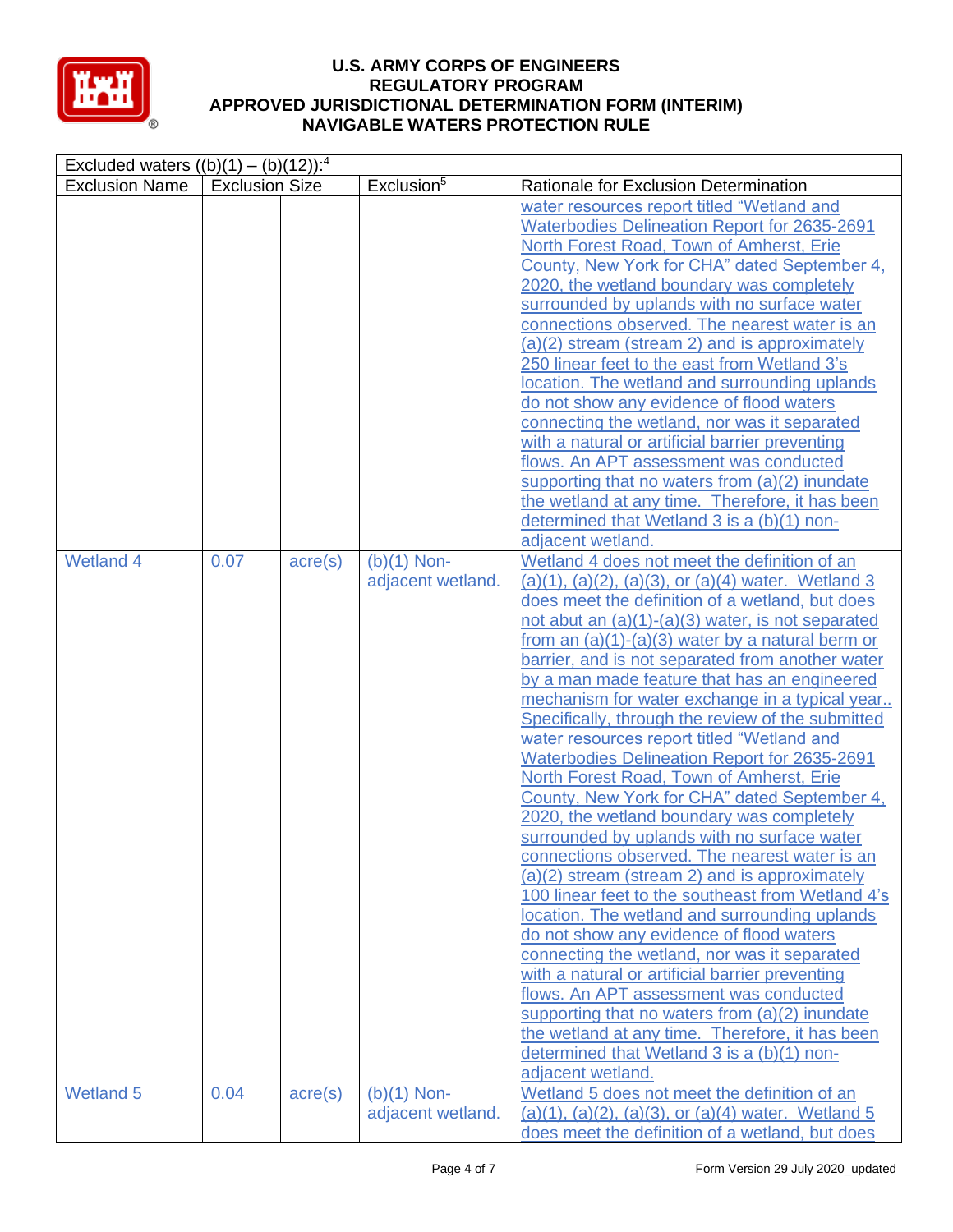# U.S. ARMY CORPS OF ENGINEERS
# REGULATORY PROGRAM
# APPROVED JURISDICTIONAL DETERMINATION FORM (INTERIM)
# NAVIGABLE WATERS PROTECTION RULE

| Excluded waters ((b)(1) – (b)(12)):[4] | | | | |
|---|---|---|---|---|
| Exclusion Name | Exclusion Size | | Exclusion[5] | Rationale for Exclusion Determination |
| | | | | water resources report titled "Wetland and Waterbodies Delineation Report for 2635-2691 North Forest Road, Town of Amherst, Erie County, New York for CHA" dated September 4, 2020, the wetland boundary was completely surrounded by uplands with no surface water connections observed. The nearest water is an (a)(2) stream (stream 2) and is approximately 250 linear feet to the east from Wetland 3's location. The wetland and surrounding uplands do not show any evidence of flood waters connecting the wetland, nor was it separated with a natural or artificial barrier preventing flows. An APT assessment was conducted supporting that no waters from (a)(2) inundate the wetland at any time. Therefore, it has been determined that Wetland 3 is a (b)(1) non-adjacent wetland. |
| Wetland 4 | 0.07 | acre(s) | (b)(1) Non-adjacent wetland. | Wetland 4 does not meet the definition of an (a)(1), (a)(2), (a)(3), or (a)(4) water. Wetland 3 does meet the definition of a wetland, but does not abut an (a)(1)-(a)(3) water, is not separated from an (a)(1)-(a)(3) water by a natural berm or barrier, and is not separated from another water by a man made feature that has an engineered mechanism for water exchange in a typical year.. Specifically, through the review of the submitted water resources report titled "Wetland and Waterbodies Delineation Report for 2635-2691 North Forest Road, Town of Amherst, Erie County, New York for CHA" dated September 4, 2020, the wetland boundary was completely surrounded by uplands with no surface water connections observed. The nearest water is an (a)(2) stream (stream 2) and is approximately 100 linear feet to the southeast from Wetland 4's location. The wetland and surrounding uplands do not show any evidence of flood waters connecting the wetland, nor was it separated with a natural or artificial barrier preventing flows. An APT assessment was conducted supporting that no waters from (a)(2) inundate the wetland at any time. Therefore, it has been determined that Wetland 3 is a (b)(1) non-adjacent wetland. |
| Wetland 5 | 0.04 | acre(s) | (b)(1) Non-adjacent wetland. | Wetland 5 does not meet the definition of an (a)(1), (a)(2), (a)(3), or (a)(4) water. Wetland 5 does meet the definition of a wetland, but does |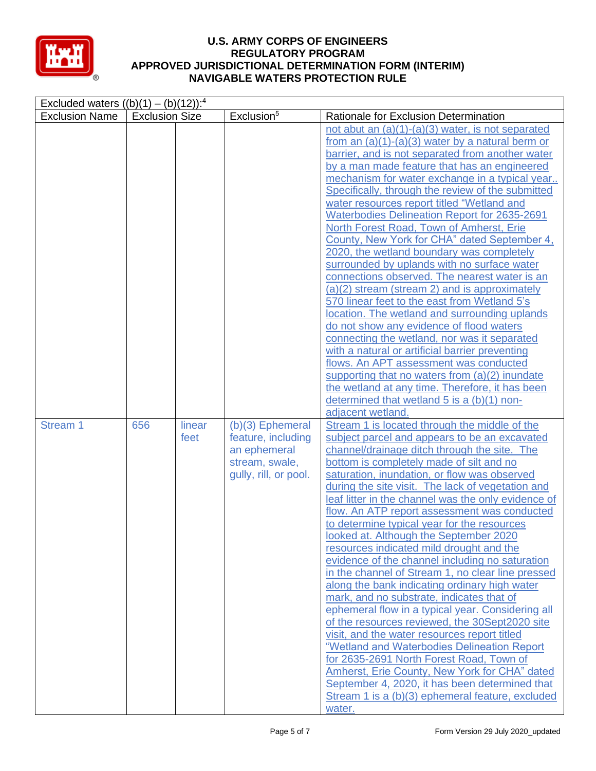# U.S. ARMY CORPS OF ENGINEERS
# REGULATORY PROGRAM
# APPROVED JURISDICTIONAL DETERMINATION FORM (INTERIM)
# NAVIGABLE WATERS PROTECTION RULE

| Excluded waters ((b)(1) – (b)(12)):[4] | | | | |
|---|---|---|---|---|
| Exclusion Name | Exclusion Size | | Exclusion[5] | Rationale for Exclusion Determination |
| | | | | not abut an (a)(1)-(a)(3) water, is not separated from an (a)(1)-(a)(3) water by a natural berm or barrier, and is not separated from another water by a man made feature that has an engineered mechanism for water exchange in a typical year.. Specifically, through the review of the submitted water resources report titled "Wetland and Waterbodies Delineation Report for 2635-2691 North Forest Road, Town of Amherst, Erie County, New York for CHA" dated September 4, 2020, the wetland boundary was completely surrounded by uplands with no surface water connections observed. The nearest water is an (a)(2) stream (stream 2) and is approximately 570 linear feet to the east from Wetland 5's location. The wetland and surrounding uplands do not show any evidence of flood waters connecting the wetland, nor was it separated with a natural or artificial barrier preventing flows. An APT assessment was conducted supporting that no waters from (a)(2) inundate the wetland at any time. Therefore, it has been determined that wetland 5 is a (b)(1) non-adjacent wetland. |
| Stream 1 | 656 | linear feet | (b)(3) Ephemeral feature, including an ephemeral stream, swale, gully, rill, or pool. | Stream 1 is located through the middle of the subject parcel and appears to be an excavated channel/drainage ditch through the site. The bottom is completely made of silt and no saturation, inundation, or flow was observed during the site visit. The lack of vegetation and leaf litter in the channel was the only evidence of flow. An ATP report assessment was conducted to determine typical year for the resources looked at. Although the September 2020 resources indicated mild drought and the evidence of the channel including no saturation in the channel of Stream 1, no clear line pressed along the bank indicating ordinary high water mark, and no substrate, indicates that of ephemeral flow in a typical year. Considering all of the resources reviewed, the 30Sept2020 site visit, and the water resources report titled "Wetland and Waterbodies Delineation Report for 2635-2691 North Forest Road, Town of Amherst, Erie County, New York for CHA" dated September 4, 2020, it has been determined that Stream 1 is a (b)(3) ephemeral feature, excluded water. |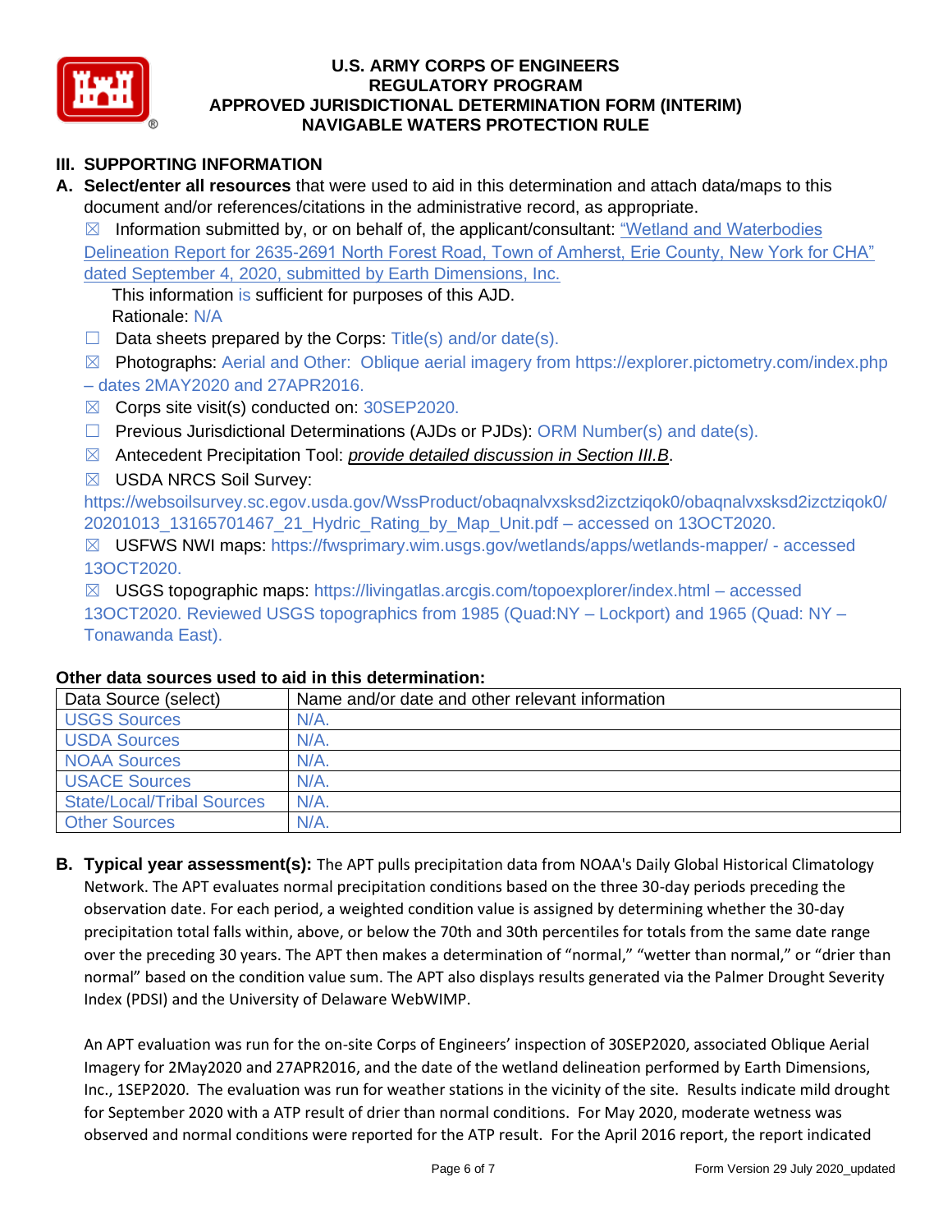## III. SUPPORTING INFORMATION

**A. Select/enter all resources** that were used to aid in this determination and attach data/maps to this document and/or references/citations in the administrative record, as appropriate.

☒ Information submitted by, or on behalf of, the applicant/consultant: "Wetland and Waterbodies Delineation Report for 2635-2691 North Forest Road, Town of Amherst, Erie County, New York for CHA" dated September 4, 2020, submitted by Earth Dimensions, Inc.

This information is sufficient for purposes of this AJD.

Rationale: N/A

☐ Data sheets prepared by the Corps: Title(s) and/or date(s).

☒ Photographs: Aerial and Other: Oblique aerial imagery from https://explorer.pictometry.com/index.php – dates 2MAY2020 and 27APR2016.

☒ Corps site visit(s) conducted on: 30SEP2020.

☐ Previous Jurisdictional Determinations (AJDs or PJDs): ORM Number(s) and date(s).

☒ Antecedent Precipitation Tool: *provide detailed discussion in Section III.B*.

☒ USDA NRCS Soil Survey: https://websoilsurvey.sc.egov.usda.gov/WssProduct/obaqnalvxsksd2izctziqok0/obaqnalvxsksd2izctziqok0/20201013_13165701467_21_Hydric_Rating_by_Map_Unit.pdf – accessed on 13OCT2020.

☒ USFWS NWI maps: https://fwsprimary.wim.usgs.gov/wetlands/apps/wetlands-mapper/ - accessed 13OCT2020.

☒ USGS topographic maps: https://livingatlas.arcgis.com/topoexplorer/index.html – accessed 13OCT2020. Reviewed USGS topographics from 1985 (Quad:NY – Lockport) and 1965 (Quad: NY – Tonawanda East).

### Other data sources used to aid in this determination:

| Data Source (select) | Name and/or date and other relevant information |
|---|---|
| USGS Sources | N/A. |
| USDA Sources | N/A. |
| NOAA Sources | N/A. |
| USACE Sources | N/A. |
| State/Local/Tribal Sources | N/A. |
| Other Sources | N/A. |

**B. Typical year assessment(s):** The APT pulls precipitation data from NOAA's Daily Global Historical Climatology Network. The APT evaluates normal precipitation conditions based on the three 30-day periods preceding the observation date. For each period, a weighted condition value is assigned by determining whether the 30-day precipitation total falls within, above, or below the 70th and 30th percentiles for totals from the same date range over the preceding 30 years. The APT then makes a determination of "normal," "wetter than normal," or "drier than normal" based on the condition value sum. The APT also displays results generated via the Palmer Drought Severity Index (PDSI) and the University of Delaware WebWIMP.

An APT evaluation was run for the on-site Corps of Engineers' inspection of 30SEP2020, associated Oblique Aerial Imagery for 2May2020 and 27APR2016, and the date of the wetland delineation performed by Earth Dimensions, Inc., 1SEP2020. The evaluation was run for weather stations in the vicinity of the site. Results indicate mild drought for September 2020 with a ATP result of drier than normal conditions. For May 2020, moderate wetness was observed and normal conditions were reported for the ATP result. For the April 2016 report, the report indicated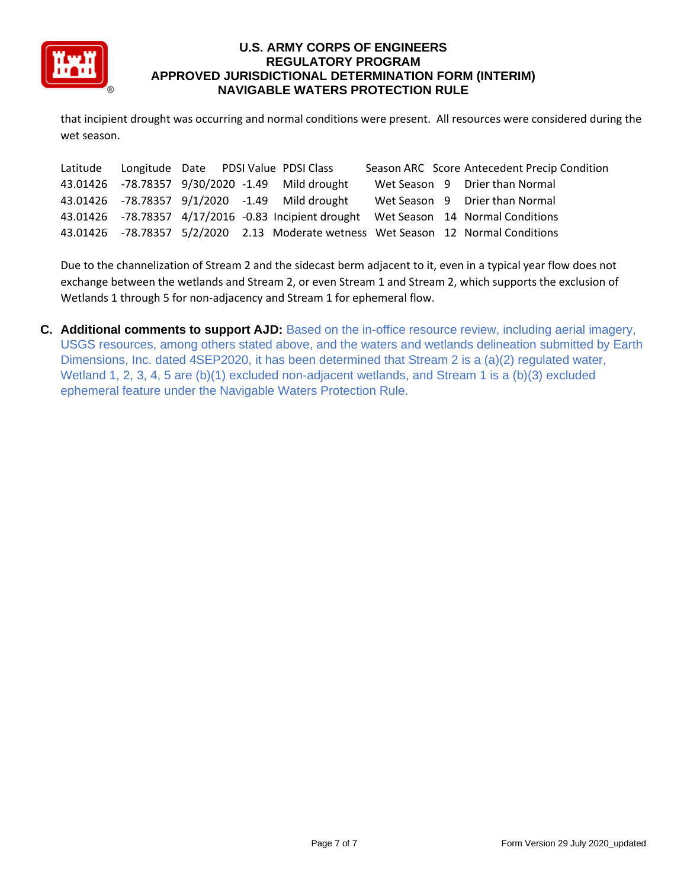that incipient drought was occurring and normal conditions were present. All resources were considered during the wet season.

| Latitude | Longitude | Date | PDSI Value | PDSI Class | Season | ARC Score | Antecedent Precip Condition |
|---|---|---|---|---|---|---|---|
| 43.01426 | -78.78357 | 9/30/2020 | -1.49 | Mild drought | Wet Season | 9 | Drier than Normal |
| 43.01426 | -78.78357 | 9/1/2020 | -1.49 | Mild drought | Wet Season | 9 | Drier than Normal |
| 43.01426 | -78.78357 | 4/17/2016 | -0.83 | Incipient drought | Wet Season | 14 | Normal Conditions |
| 43.01426 | -78.78357 | 5/2/2020 | 2.13 | Moderate wetness | Wet Season | 12 | Normal Conditions |

Due to the channelization of Stream 2 and the sidecast berm adjacent to it, even in a typical year flow does not exchange between the wetlands and Stream 2, or even Stream 1 and Stream 2, which supports the exclusion of Wetlands 1 through 5 for non-adjacency and Stream 1 for ephemeral flow.

**C. Additional comments to support AJD:** Based on the in-office resource review, including aerial imagery, USGS resources, among others stated above, and the waters and wetlands delineation submitted by Earth Dimensions, Inc. dated 4SEP2020, it has been determined that Stream 2 is a (a)(2) regulated water, Wetland 1, 2, 3, 4, 5 are (b)(1) excluded non-adjacent wetlands, and Stream 1 is a (b)(3) excluded ephemeral feature under the Navigable Waters Protection Rule.